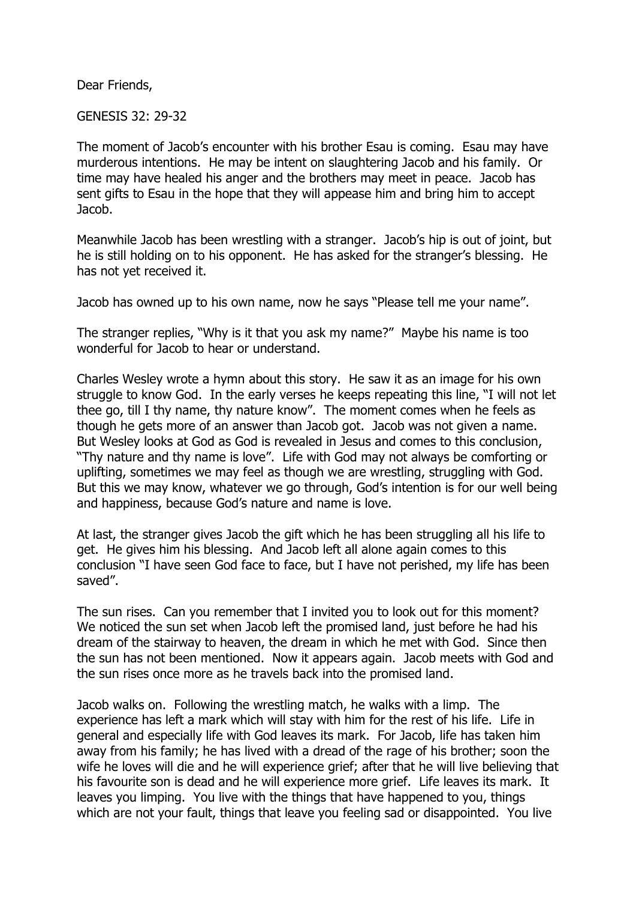Dear Friends,

GENESIS 32: 29-32

The moment of Jacob's encounter with his brother Esau is coming. Esau may have murderous intentions. He may be intent on slaughtering Jacob and his family. Or time may have healed his anger and the brothers may meet in peace. Jacob has sent gifts to Esau in the hope that they will appease him and bring him to accept Jacob.

Meanwhile Jacob has been wrestling with a stranger. Jacob's hip is out of joint, but he is still holding on to his opponent. He has asked for the stranger's blessing. He has not yet received it.

Jacob has owned up to his own name, now he says "Please tell me your name".

The stranger replies, "Why is it that you ask my name?" Maybe his name is too wonderful for Jacob to hear or understand.

Charles Wesley wrote a hymn about this story. He saw it as an image for his own struggle to know God. In the early verses he keeps repeating this line, "I will not let thee go, till I thy name, thy nature know". The moment comes when he feels as though he gets more of an answer than Jacob got. Jacob was not given a name. But Wesley looks at God as God is revealed in Jesus and comes to this conclusion, "Thy nature and thy name is love". Life with God may not always be comforting or uplifting, sometimes we may feel as though we are wrestling, struggling with God. But this we may know, whatever we go through, God's intention is for our well being and happiness, because God's nature and name is love.

At last, the stranger gives Jacob the gift which he has been struggling all his life to get. He gives him his blessing. And Jacob left all alone again comes to this conclusion "I have seen God face to face, but I have not perished, my life has been saved".

The sun rises. Can you remember that I invited you to look out for this moment? We noticed the sun set when Jacob left the promised land, just before he had his dream of the stairway to heaven, the dream in which he met with God. Since then the sun has not been mentioned. Now it appears again. Jacob meets with God and the sun rises once more as he travels back into the promised land.

Jacob walks on. Following the wrestling match, he walks with a limp. The experience has left a mark which will stay with him for the rest of his life. Life in general and especially life with God leaves its mark. For Jacob, life has taken him away from his family; he has lived with a dread of the rage of his brother; soon the wife he loves will die and he will experience grief; after that he will live believing that his favourite son is dead and he will experience more grief. Life leaves its mark. It leaves you limping. You live with the things that have happened to you, things which are not your fault, things that leave you feeling sad or disappointed. You live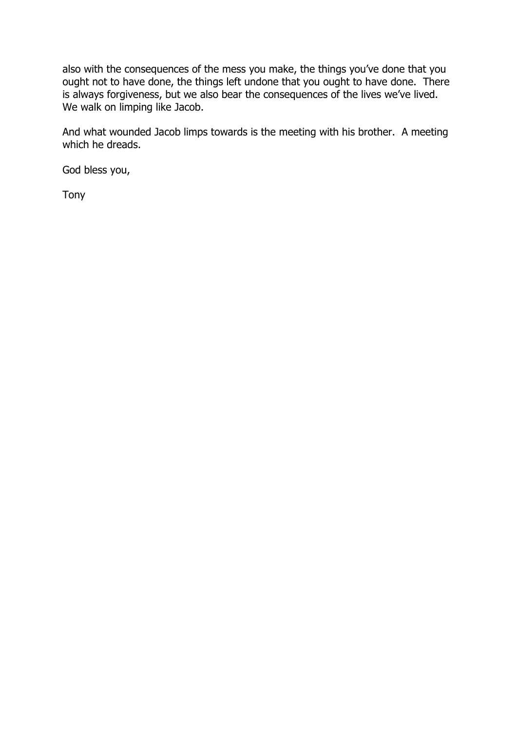also with the consequences of the mess you make, the things you've done that you ought not to have done, the things left undone that you ought to have done. There is always forgiveness, but we also bear the consequences of the lives we've lived. We walk on limping like Jacob.

And what wounded Jacob limps towards is the meeting with his brother. A meeting which he dreads.

God bless you,

Tony